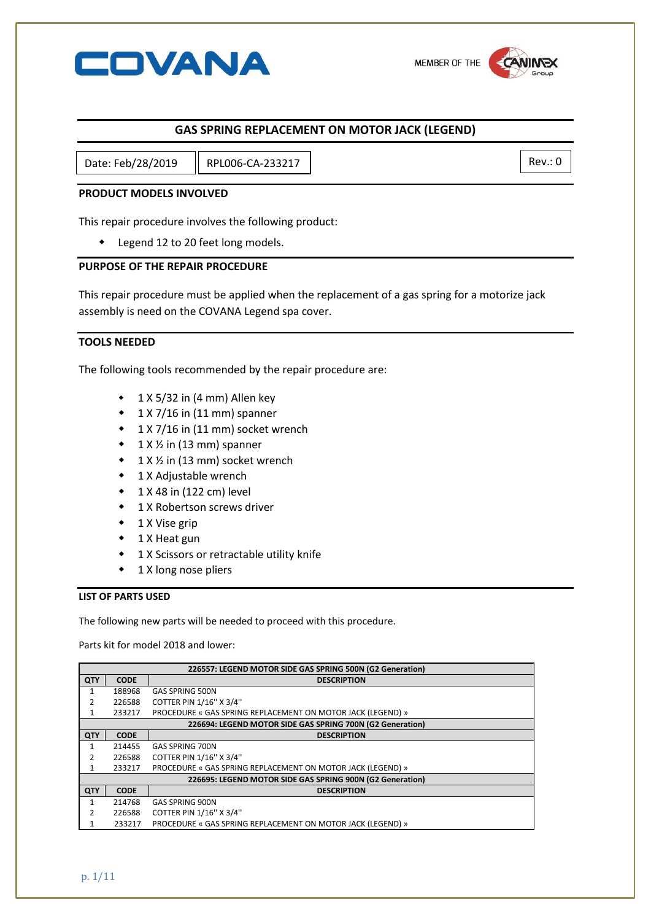COVANA

MEMBER OF THE CANIMEX Group

# GAS SPRING REPLACEMENT ON MOTOR JACK (LEGEND)

| Date: Feb/28/2019 | RPL006-CA-233217 | Rev.: 0 |
|---|---|---|

## PRODUCT MODELS INVOLVED

This repair procedure involves the following product:

- Legend 12 to 20 feet long models.

## PURPOSE OF THE REPAIR PROCEDURE

This repair procedure must be applied when the replacement of a gas spring for a motorize jack assembly is need on the COVANA Legend spa cover.

## TOOLS NEEDED

The following tools recommended by the repair procedure are:

- 1 X 5/32 in (4 mm) Allen key
- 1 X 7/16 in (11 mm) spanner
- 1 X 7/16 in (11 mm) socket wrench
- 1 X ½ in (13 mm) spanner
- 1 X ½ in (13 mm) socket wrench
- 1 X Adjustable wrench
- 1 X 48 in (122 cm) level
- 1 X Robertson screws driver
- 1 X Vise grip
- 1 X Heat gun
- 1 X Scissors or retractable utility knife
- 1 X long nose pliers

## LIST OF PARTS USED

The following new parts will be needed to proceed with this procedure.

Parts kit for model 2018 and lower:

| 226557: LEGEND MOTOR SIDE GAS SPRING 500N (G2 Generation) | | |
|---|---|---|
| **QTY** | **CODE** | **DESCRIPTION** |
| 1 | 188968 | GAS SPRING 500N |
| 2 | 226588 | COTTER PIN 1/16'' X 3/4'' |
| 1 | 233217 | PROCEDURE « GAS SPRING REPLACEMENT ON MOTOR JACK (LEGEND) » |
| **226694: LEGEND MOTOR SIDE GAS SPRING 700N (G2 Generation)** | | |
| **QTY** | **CODE** | **DESCRIPTION** |
| 1 | 214455 | GAS SPRING 700N |
| 2 | 226588 | COTTER PIN 1/16'' X 3/4'' |
| 1 | 233217 | PROCEDURE « GAS SPRING REPLACEMENT ON MOTOR JACK (LEGEND) » |
| **226695: LEGEND MOTOR SIDE GAS SPRING 900N (G2 Generation)** | | |
| **QTY** | **CODE** | **DESCRIPTION** |
| 1 | 214768 | GAS SPRING 900N |
| 2 | 226588 | COTTER PIN 1/16'' X 3/4'' |
| 1 | 233217 | PROCEDURE « GAS SPRING REPLACEMENT ON MOTOR JACK (LEGEND) » |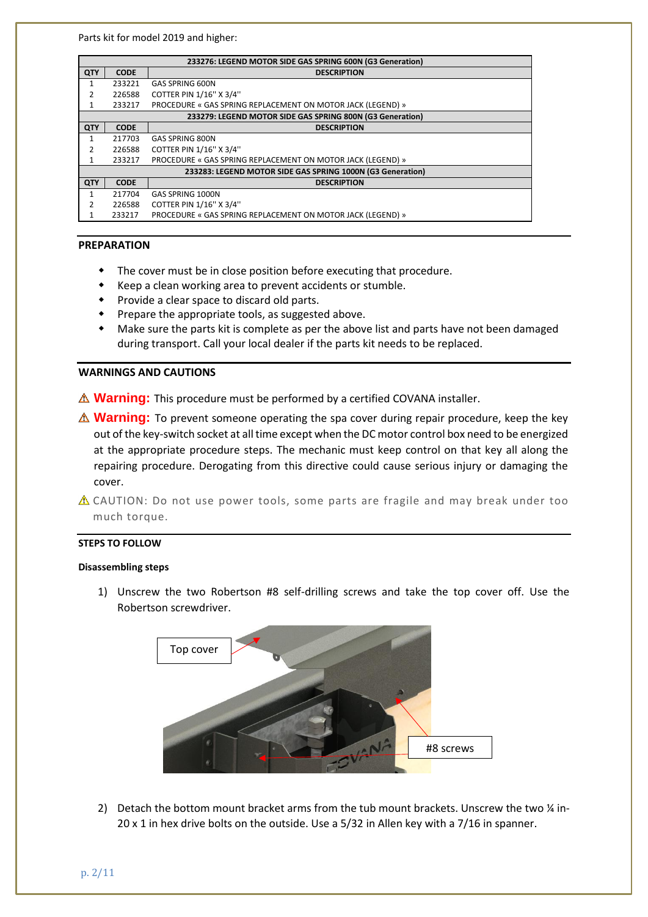Parts kit for model 2019 and higher:

| 233276: LEGEND MOTOR SIDE GAS SPRING 600N (G3 Generation) | | |
|---|---|---|
| **QTY** | **CODE** | **DESCRIPTION** |
| 1 | 233221 | GAS SPRING 600N |
| 2 | 226588 | COTTER PIN 1/16'' X 3/4'' |
| 1 | 233217 | PROCEDURE « GAS SPRING REPLACEMENT ON MOTOR JACK (LEGEND) » |
| **233279: LEGEND MOTOR SIDE GAS SPRING 800N (G3 Generation)** | | |
| **QTY** | **CODE** | **DESCRIPTION** |
| 1 | 217703 | GAS SPRING 800N |
| 2 | 226588 | COTTER PIN 1/16'' X 3/4'' |
| 1 | 233217 | PROCEDURE « GAS SPRING REPLACEMENT ON MOTOR JACK (LEGEND) » |
| **233283: LEGEND MOTOR SIDE GAS SPRING 1000N (G3 Generation)** | | |
| **QTY** | **CODE** | **DESCRIPTION** |
| 1 | 217704 | GAS SPRING 1000N |
| 2 | 226588 | COTTER PIN 1/16'' X 3/4'' |
| 1 | 233217 | PROCEDURE « GAS SPRING REPLACEMENT ON MOTOR JACK (LEGEND) » |

## PREPARATION

- The cover must be in close position before executing that procedure.
- Keep a clean working area to prevent accidents or stumble.
- Provide a clear space to discard old parts.
- Prepare the appropriate tools, as suggested above.
- Make sure the parts kit is complete as per the above list and parts have not been damaged during transport. Call your local dealer if the parts kit needs to be replaced.

## WARNINGS AND CAUTIONS

⚠ **Warning:** This procedure must be performed by a certified COVANA installer.

⚠ **Warning:** To prevent someone operating the spa cover during repair procedure, keep the key out of the key-switch socket at all time except when the DC motor control box need to be energized at the appropriate procedure steps. The mechanic must keep control on that key all along the repairing procedure. Derogating from this directive could cause serious injury or damaging the cover.

⚠ CAUTION: Do not use power tools, some parts are fragile and may break under too much torque.

## STEPS TO FOLLOW

### Disassembling steps

1) Unscrew the two Robertson #8 self-drilling screws and take the top cover off. Use the Robertson screwdriver.

Top cover

#8 screws

2) Detach the bottom mount bracket arms from the tub mount brackets. Unscrew the two ¼ in-20 x 1 in hex drive bolts on the outside. Use a 5/32 in Allen key with a 7/16 in spanner.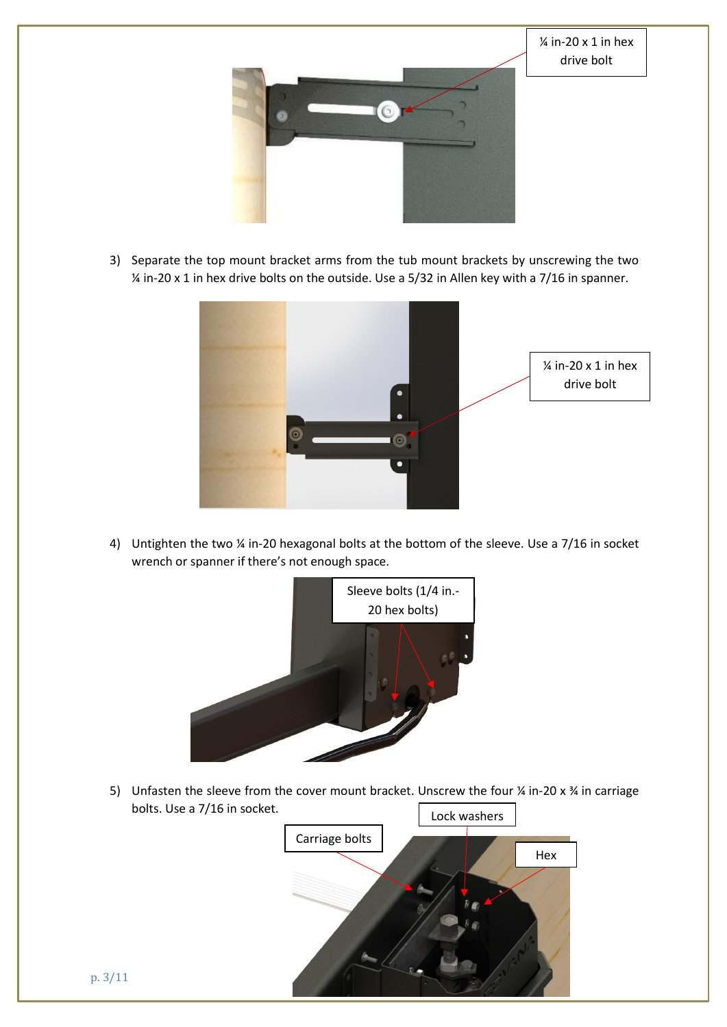¼ in-20 x 1 in hex drive bolt

3) Separate the top mount bracket arms from the tub mount brackets by unscrewing the two ¼ in-20 x 1 in hex drive bolts on the outside. Use a 5/32 in Allen key with a 7/16 in spanner.

¼ in-20 x 1 in hex drive bolt

4) Untighten the two ¼ in-20 hexagonal bolts at the bottom of the sleeve. Use a 7/16 in socket wrench or spanner if there's not enough space.

Sleeve bolts (1/4 in.-20 hex bolts)

5) Unfasten the sleeve from the cover mount bracket. Unscrew the four ¼ in-20 x ¾ in carriage bolts. Use a 7/16 in socket.

Lock washers

Carriage bolts

Hex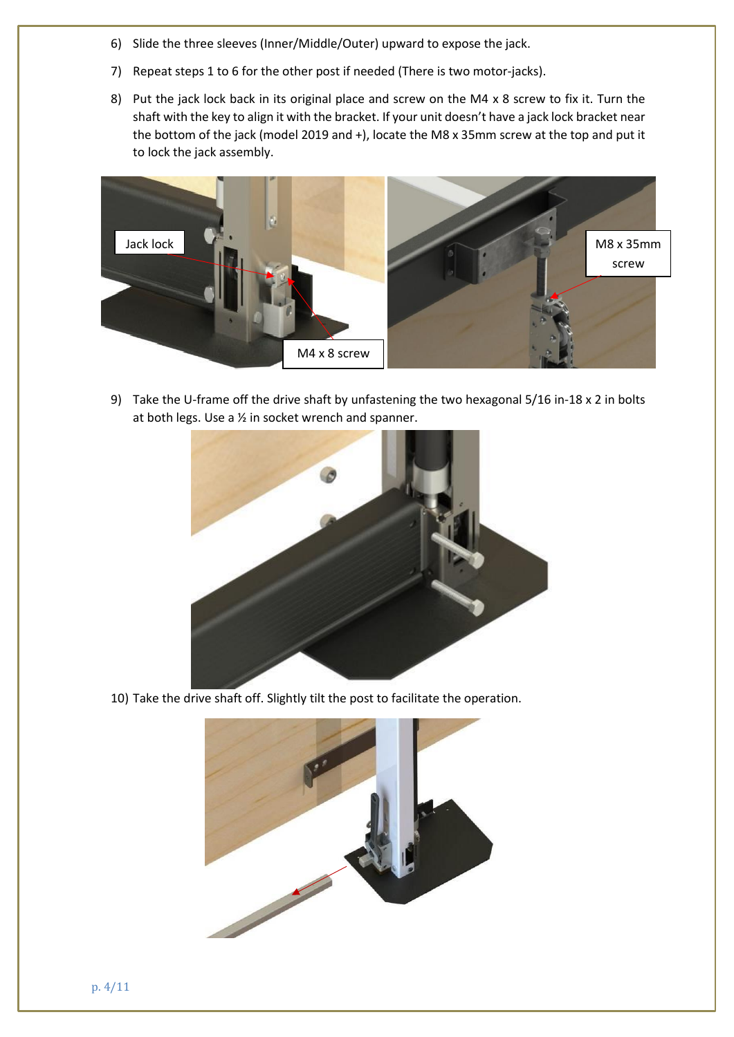6) Slide the three sleeves (Inner/Middle/Outer) upward to expose the jack.
7) Repeat steps 1 to 6 for the other post if needed (There is two motor-jacks).
8) Put the jack lock back in its original place and screw on the M4 x 8 screw to fix it. Turn the shaft with the key to align it with the bracket. If your unit doesn't have a jack lock bracket near the bottom of the jack (model 2019 and +), locate the M8 x 35mm screw at the top and put it to lock the jack assembly.
9) Take the U-frame off the drive shaft by unfastening the two hexagonal 5/16 in-18 x 2 in bolts at both legs. Use a ½ in socket wrench and spanner.
10) Take the drive shaft off. Slightly tilt the post to facilitate the operation.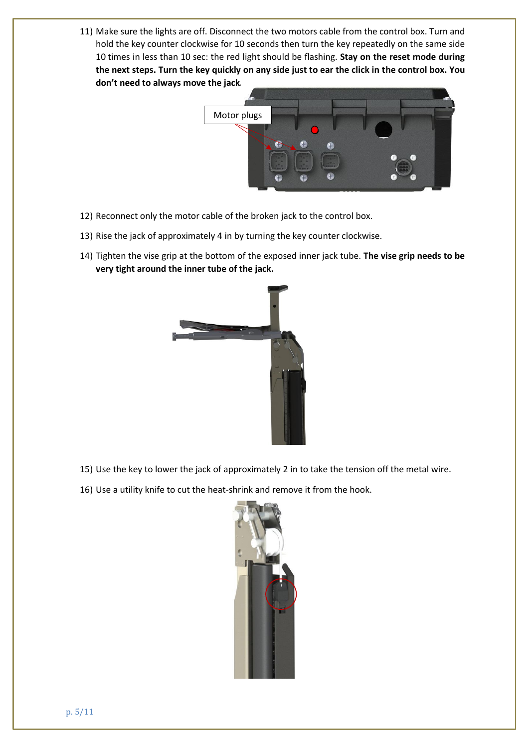11) Make sure the lights are off. Disconnect the two motors cable from the control box. Turn and hold the key counter clockwise for 10 seconds then turn the key repeatedly on the same side 10 times in less than 10 sec: the red light should be flashing. **Stay on the reset mode during the next steps. Turn the key quickly on any side just to ear the click in the control box. You don't need to always move the jack**.

Motor plugs

12) Reconnect only the motor cable of the broken jack to the control box.

13) Rise the jack of approximately 4 in by turning the key counter clockwise.

14) Tighten the vise grip at the bottom of the exposed inner jack tube. **The vise grip needs to be very tight around the inner tube of the jack.**

15) Use the key to lower the jack of approximately 2 in to take the tension off the metal wire.

16) Use a utility knife to cut the heat-shrink and remove it from the hook.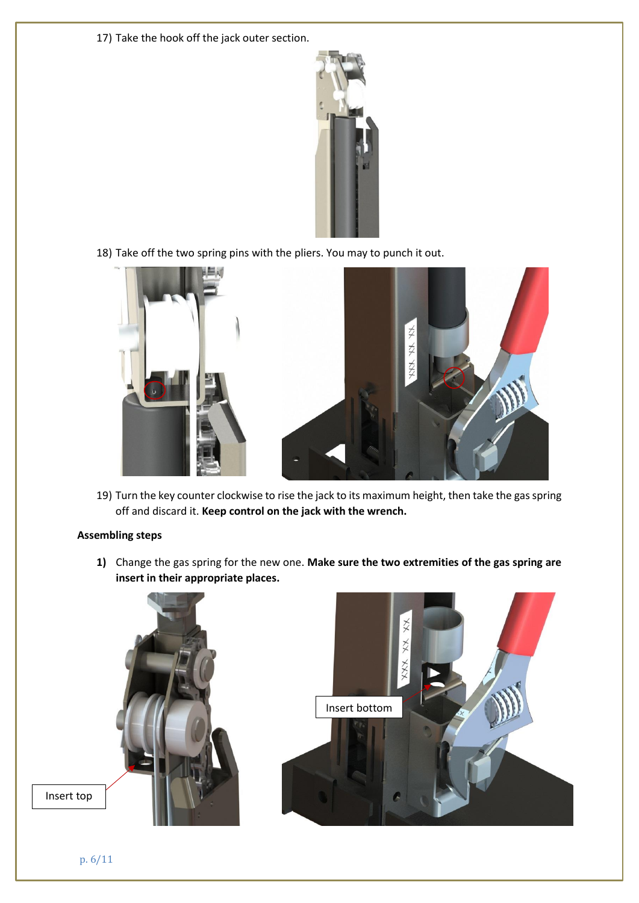17) Take the hook off the jack outer section.

18) Take off the two spring pins with the pliers. You may to punch it out.

19) Turn the key counter clockwise to rise the jack to its maximum height, then take the gas spring off and discard it. **Keep control on the jack with the wrench.**

**Assembling steps**

1) Change the gas spring for the new one. **Make sure the two extremities of the gas spring are insert in their appropriate places.**

Insert top

Insert bottom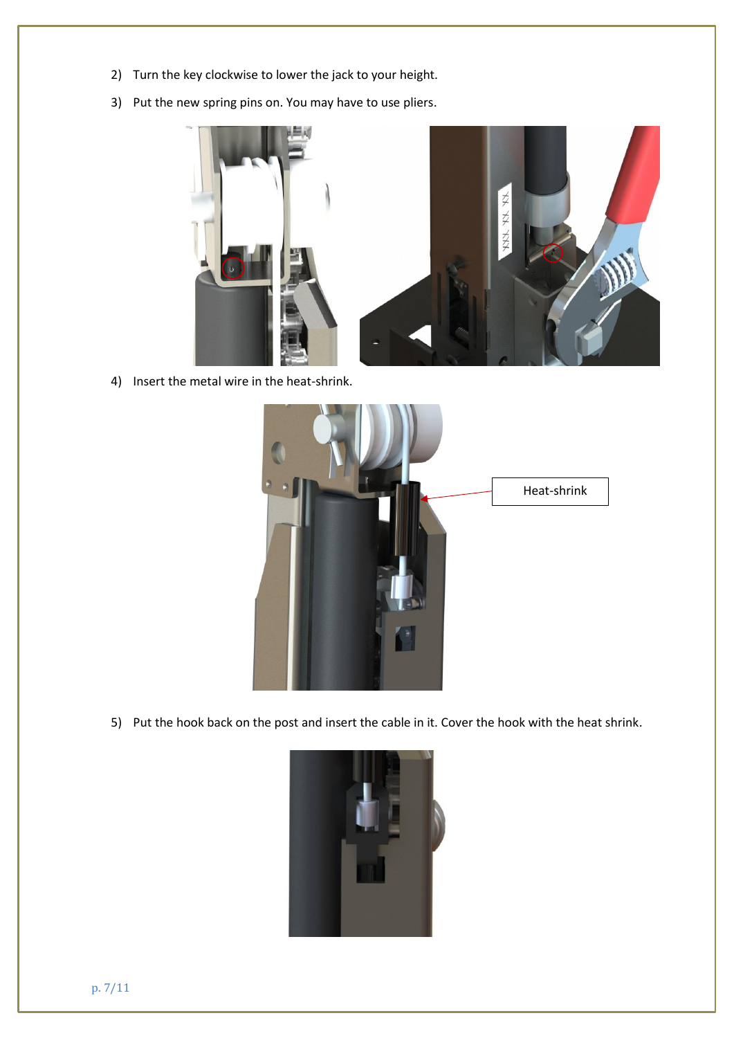2) Turn the key clockwise to lower the jack to your height.

3) Put the new spring pins on. You may have to use pliers.

4) Insert the metal wire in the heat-shrink.

Heat-shrink

5) Put the hook back on the post and insert the cable in it. Cover the hook with the heat shrink.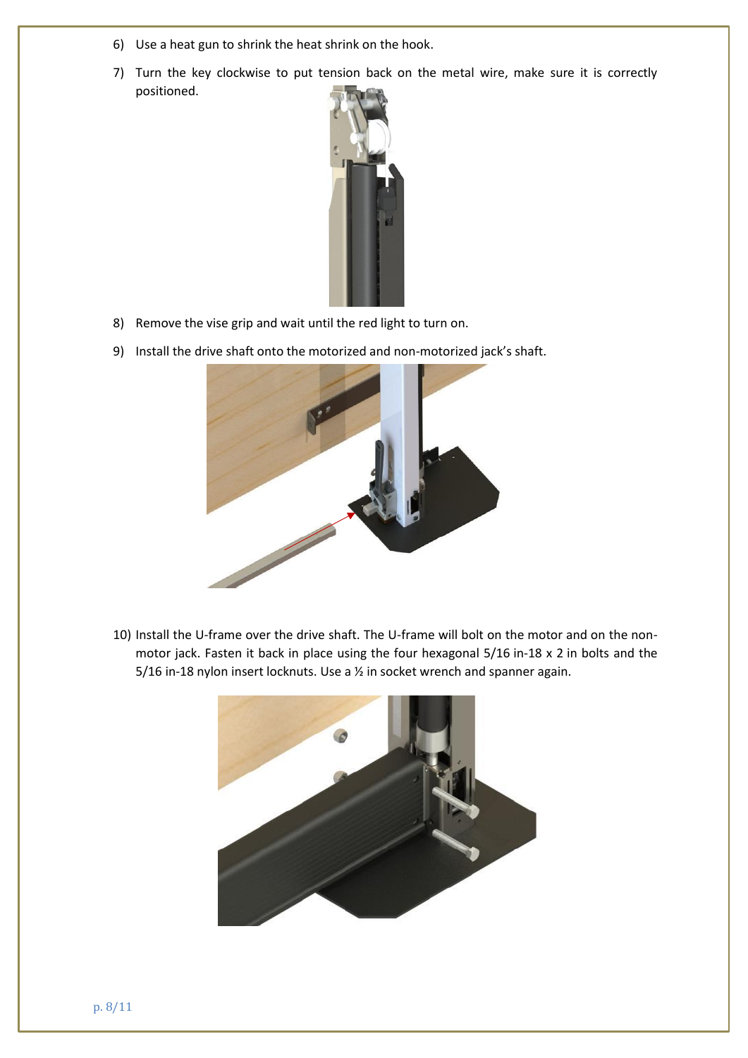6) Use a heat gun to shrink the heat shrink on the hook.
7) Turn the key clockwise to put tension back on the metal wire, make sure it is correctly positioned.
8) Remove the vise grip and wait until the red light to turn on.
9) Install the drive shaft onto the motorized and non-motorized jack's shaft.
10) Install the U-frame over the drive shaft. The U-frame will bolt on the motor and on the non-motor jack. Fasten it back in place using the four hexagonal 5/16 in-18 x 2 in bolts and the 5/16 in-18 nylon insert locknuts. Use a ½ in socket wrench and spanner again.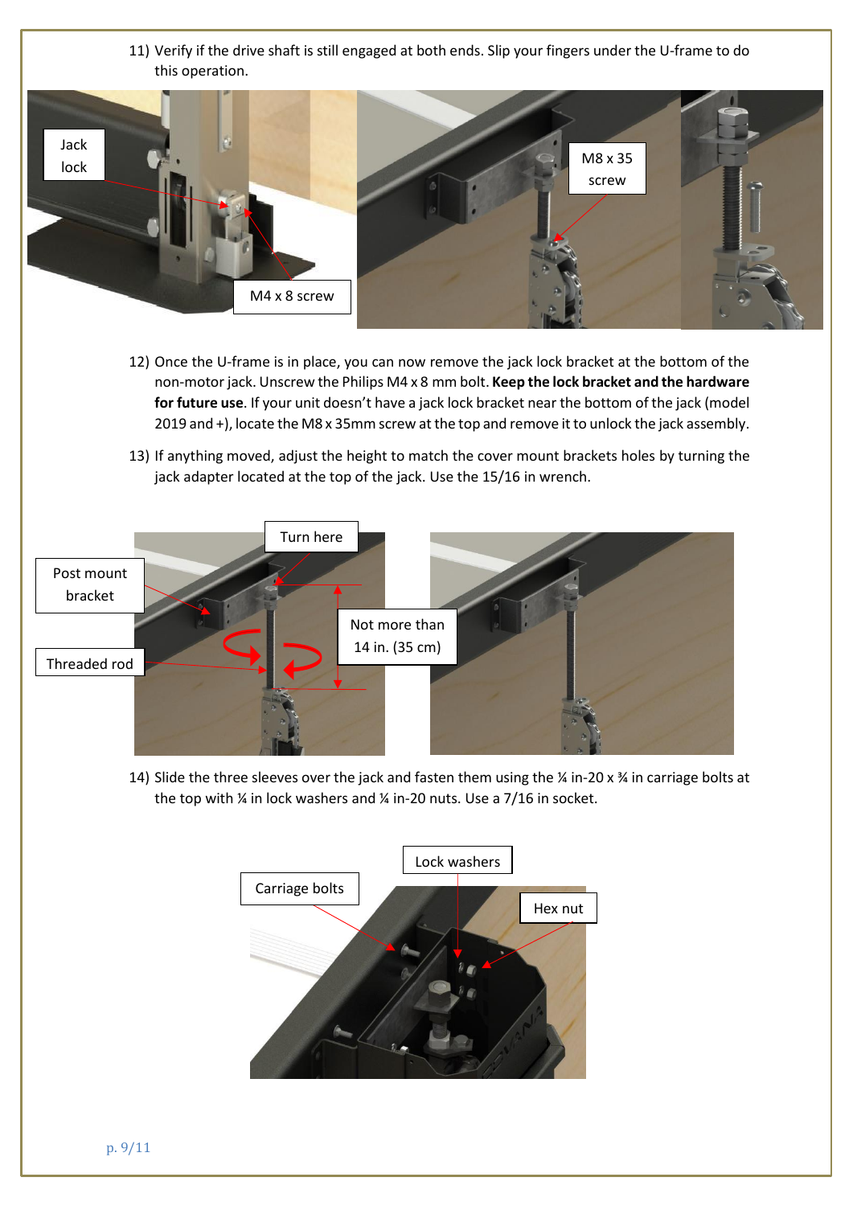11) Verify if the drive shaft is still engaged at both ends. Slip your fingers under the U-frame to do this operation.

Jack lock

M4 x 8 screw

M8 x 35 screw

12) Once the U-frame is in place, you can now remove the jack lock bracket at the bottom of the non-motor jack. Unscrew the Philips M4 x 8 mm bolt. **Keep the lock bracket and the hardware for future use**. If your unit doesn't have a jack lock bracket near the bottom of the jack (model 2019 and +), locate the M8 x 35mm screw at the top and remove it to unlock the jack assembly.

13) If anything moved, adjust the height to match the cover mount brackets holes by turning the jack adapter located at the top of the jack. Use the 15/16 in wrench.

Turn here

Post mount bracket

Not more than 14 in. (35 cm)

Threaded rod

14) Slide the three sleeves over the jack and fasten them using the ¼ in-20 x ¾ in carriage bolts at the top with ¼ in lock washers and ¼ in-20 nuts. Use a 7/16 in socket.

Lock washers

Carriage bolts

Hex nut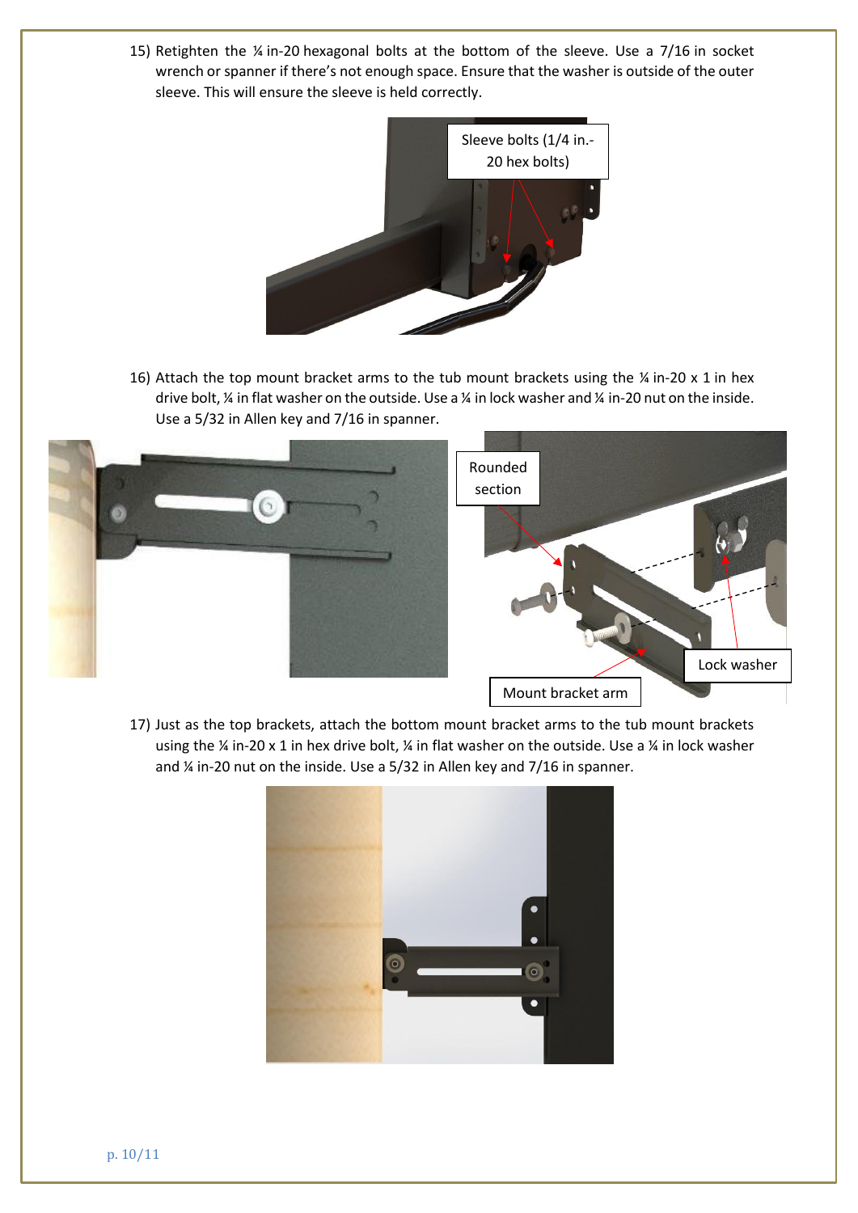15) Retighten the ¼ in-20 hexagonal bolts at the bottom of the sleeve. Use a 7/16 in socket wrench or spanner if there's not enough space. Ensure that the washer is outside of the outer sleeve. This will ensure the sleeve is held correctly.

Sleeve bolts (1/4 in.-20 hex bolts)

16) Attach the top mount bracket arms to the tub mount brackets using the ¼ in-20 x 1 in hex drive bolt, ¼ in flat washer on the outside. Use a ¼ in lock washer and ¼ in-20 nut on the inside. Use a 5/32 in Allen key and 7/16 in spanner.

Rounded section

Lock washer

Mount bracket arm

17) Just as the top brackets, attach the bottom mount bracket arms to the tub mount brackets using the ¼ in-20 x 1 in hex drive bolt, ¼ in flat washer on the outside. Use a ¼ in lock washer and ¼ in-20 nut on the inside. Use a 5/32 in Allen key and 7/16 in spanner.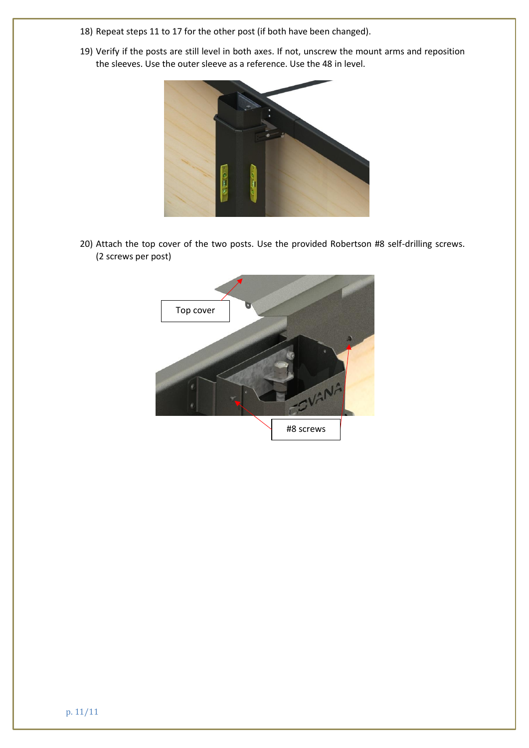18) Repeat steps 11 to 17 for the other post (if both have been changed).

19) Verify if the posts are still level in both axes. If not, unscrew the mount arms and reposition the sleeves. Use the outer sleeve as a reference. Use the 48 in level.

20) Attach the top cover of the two posts. Use the provided Robertson #8 self-drilling screws. (2 screws per post)

Top cover

#8 screws